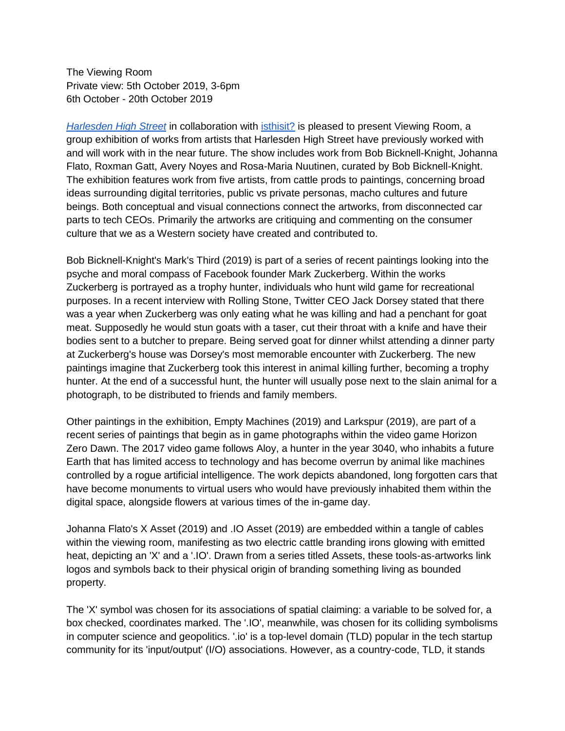The Viewing Room
Private view: 5th October 2019, 3-6pm
6th October - 20th October 2019

[*Harlesden High Street*]() in collaboration with [isthisit?]() is pleased to present Viewing Room, a group exhibition of works from artists that Harlesden High Street have previously worked with and will work with in the near future. The show includes work from Bob Bicknell-Knight, Johanna Flato, Roxman Gatt, Avery Noyes and Rosa-Maria Nuutinen, curated by Bob Bicknell-Knight. The exhibition features work from five artists, from cattle prods to paintings, concerning broad ideas surrounding digital territories, public vs private personas, macho cultures and future beings. Both conceptual and visual connections connect the artworks, from disconnected car parts to tech CEOs. Primarily the artworks are critiquing and commenting on the consumer culture that we as a Western society have created and contributed to.

Bob Bicknell-Knight's Mark's Third (2019) is part of a series of recent paintings looking into the psyche and moral compass of Facebook founder Mark Zuckerberg. Within the works Zuckerberg is portrayed as a trophy hunter, individuals who hunt wild game for recreational purposes. In a recent interview with Rolling Stone, Twitter CEO Jack Dorsey stated that there was a year when Zuckerberg was only eating what he was killing and had a penchant for goat meat. Supposedly he would stun goats with a taser, cut their throat with a knife and have their bodies sent to a butcher to prepare. Being served goat for dinner whilst attending a dinner party at Zuckerberg's house was Dorsey's most memorable encounter with Zuckerberg. The new paintings imagine that Zuckerberg took this interest in animal killing further, becoming a trophy hunter. At the end of a successful hunt, the hunter will usually pose next to the slain animal for a photograph, to be distributed to friends and family members.

Other paintings in the exhibition, Empty Machines (2019) and Larkspur (2019), are part of a recent series of paintings that begin as in game photographs within the video game Horizon Zero Dawn. The 2017 video game follows Aloy, a hunter in the year 3040, who inhabits a future Earth that has limited access to technology and has become overrun by animal like machines controlled by a rogue artificial intelligence. The work depicts abandoned, long forgotten cars that have become monuments to virtual users who would have previously inhabited them within the digital space, alongside flowers at various times of the in-game day.

Johanna Flato's X Asset (2019) and .IO Asset (2019) are embedded within a tangle of cables within the viewing room, manifesting as two electric cattle branding irons glowing with emitted heat, depicting an 'X' and a '.IO'. Drawn from a series titled Assets, these tools-as-artworks link logos and symbols back to their physical origin of branding something living as bounded property.

The 'X' symbol was chosen for its associations of spatial claiming: a variable to be solved for, a box checked, coordinates marked. The '.IO', meanwhile, was chosen for its colliding symbolisms in computer science and geopolitics. '.io' is a top-level domain (TLD) popular in the tech startup community for its 'input/output' (I/O) associations. However, as a country-code, TLD, it stands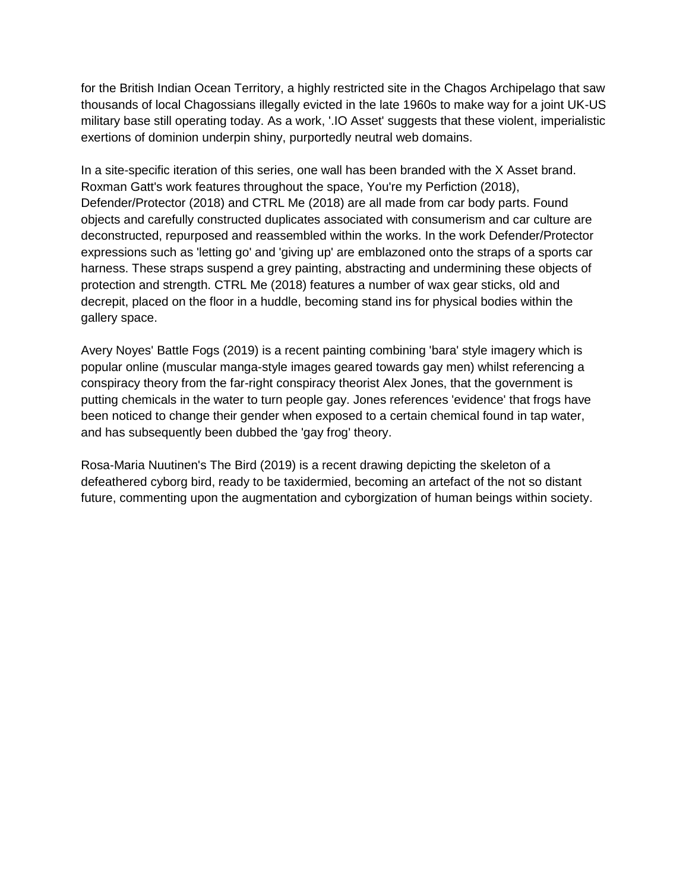for the British Indian Ocean Territory, a highly restricted site in the Chagos Archipelago that saw thousands of local Chagossians illegally evicted in the late 1960s to make way for a joint UK-US military base still operating today. As a work, '.IO Asset' suggests that these violent, imperialistic exertions of dominion underpin shiny, purportedly neutral web domains.

In a site-specific iteration of this series, one wall has been branded with the X Asset brand. Roxman Gatt's work features throughout the space, You're my Perfiction (2018), Defender/Protector (2018) and CTRL Me (2018) are all made from car body parts. Found objects and carefully constructed duplicates associated with consumerism and car culture are deconstructed, repurposed and reassembled within the works. In the work Defender/Protector expressions such as 'letting go' and 'giving up' are emblazoned onto the straps of a sports car harness. These straps suspend a grey painting, abstracting and undermining these objects of protection and strength. CTRL Me (2018) features a number of wax gear sticks, old and decrepit, placed on the floor in a huddle, becoming stand ins for physical bodies within the gallery space.

Avery Noyes' Battle Fogs (2019) is a recent painting combining 'bara' style imagery which is popular online (muscular manga-style images geared towards gay men) whilst referencing a conspiracy theory from the far-right conspiracy theorist Alex Jones, that the government is putting chemicals in the water to turn people gay. Jones references 'evidence' that frogs have been noticed to change their gender when exposed to a certain chemical found in tap water, and has subsequently been dubbed the 'gay frog' theory.

Rosa-Maria Nuutinen's The Bird (2019) is a recent drawing depicting the skeleton of a defeathered cyborg bird, ready to be taxidermied, becoming an artefact of the not so distant future, commenting upon the augmentation and cyborgization of human beings within society.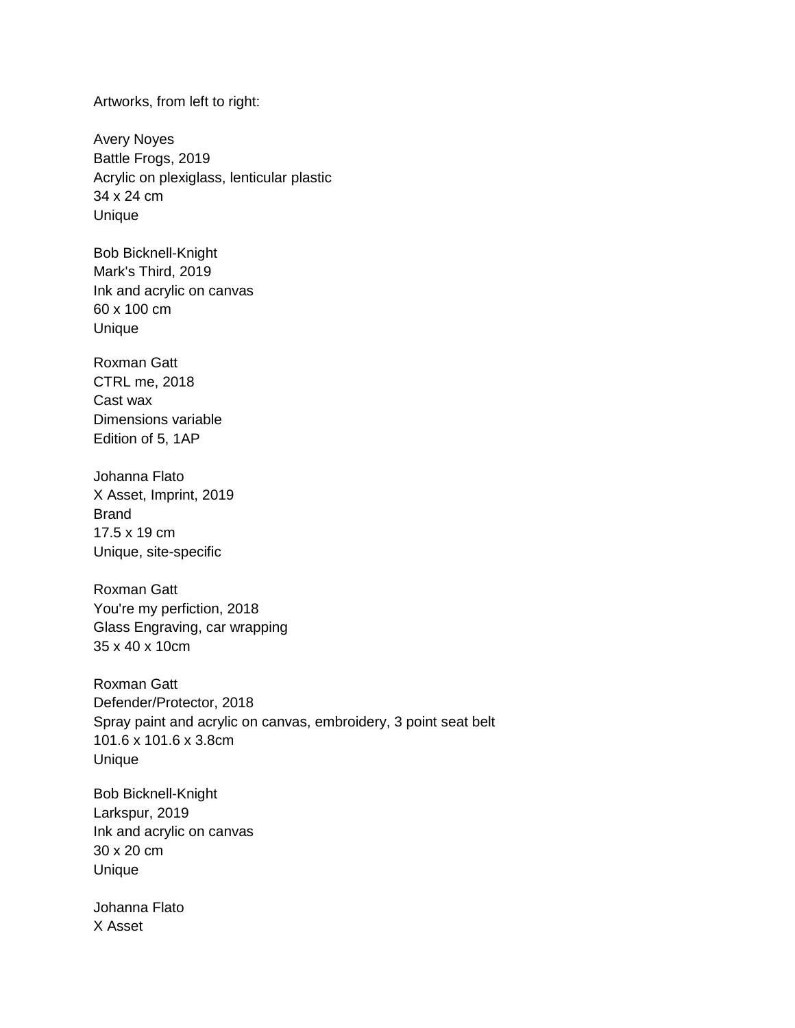Artworks, from left to right:

Avery Noyes
Battle Frogs, 2019
Acrylic on plexiglass, lenticular plastic
34 x 24 cm
Unique

Bob Bicknell-Knight
Mark's Third, 2019
Ink and acrylic on canvas
60 x 100 cm
Unique

Roxman Gatt
CTRL me, 2018
Cast wax
Dimensions variable
Edition of 5, 1AP

Johanna Flato
X Asset, Imprint, 2019
Brand
17.5 x 19 cm
Unique, site-specific

Roxman Gatt
You're my perfiction, 2018
Glass Engraving, car wrapping
35 x 40 x 10cm

Roxman Gatt
Defender/Protector, 2018
Spray paint and acrylic on canvas, embroidery, 3 point seat belt
101.6 x 101.6 x 3.8cm
Unique

Bob Bicknell-Knight
Larkspur, 2019
Ink and acrylic on canvas
30 x 20 cm
Unique

Johanna Flato
X Asset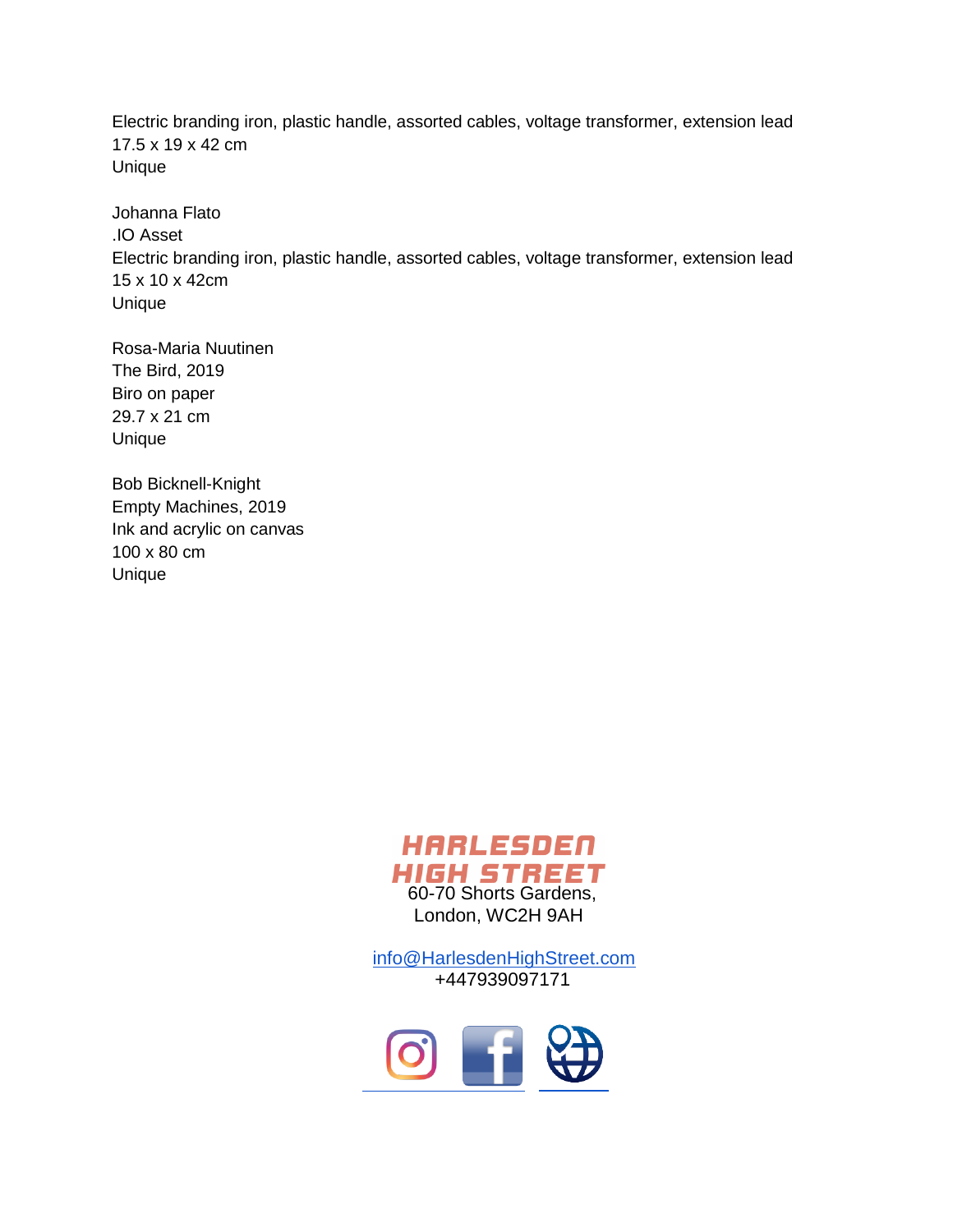Electric branding iron, plastic handle, assorted cables, voltage transformer, extension lead
17.5 x 19 x 42 cm
Unique

Johanna Flato
.IO Asset
Electric branding iron, plastic handle, assorted cables, voltage transformer, extension lead
15 x 10 x 42cm
Unique

Rosa-Maria Nuutinen
The Bird, 2019
Biro on paper
29.7 x 21 cm
Unique

Bob Bicknell-Knight
Empty Machines, 2019
Ink and acrylic on canvas
100 x 80 cm
Unique

HARLESDEN HIGH STREET
60-70 Shorts Gardens,
London, WC2H 9AH

info@HarlesdenHighStreet.com
+447939097171